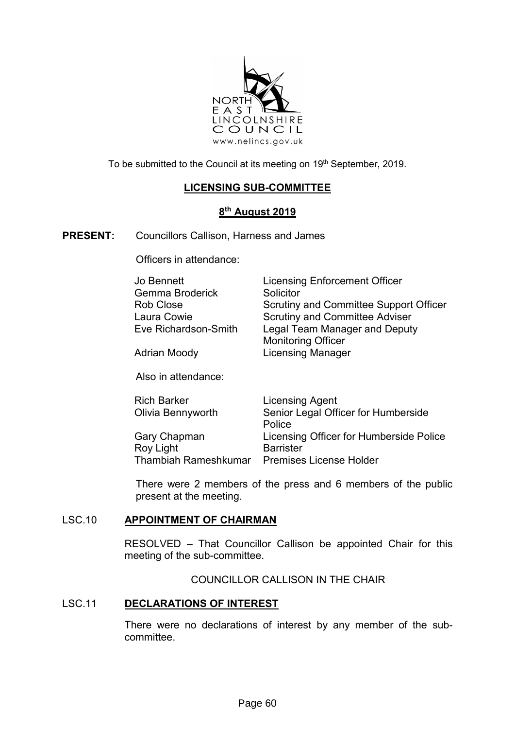To be submitted to the Council at its meeting on 19th September, 2019.

## LICENSING SUB-COMMITTEE

### 8th August 2019

**PRESENT:** Councillors Callison, Harness and James

Officers in attendance:

| | |
|---|---|
| Jo Bennett | Licensing Enforcement Officer |
| Gemma Broderick | Solicitor |
| Rob Close | Scrutiny and Committee Support Officer |
| Laura Cowie | Scrutiny and Committee Adviser |
| Eve Richardson-Smith | Legal Team Manager and Deputy Monitoring Officer |
| Adrian Moody | Licensing Manager |

Also in attendance:

| | |
|---|---|
| Rich Barker | Licensing Agent |
| Olivia Bennyworth | Senior Legal Officer for Humberside Police |
| Gary Chapman | Licensing Officer for Humberside Police |
| Roy Light | Barrister |
| Thambiah Rameshkumar | Premises License Holder |

There were 2 members of the press and 6 members of the public present at the meeting.

**LSC.10 APPOINTMENT OF CHAIRMAN**

RESOLVED – That Councillor Callison be appointed Chair for this meeting of the sub-committee.

COUNCILLOR CALLISON IN THE CHAIR

**LSC.11 DECLARATIONS OF INTEREST**

There were no declarations of interest by any member of the sub-committee.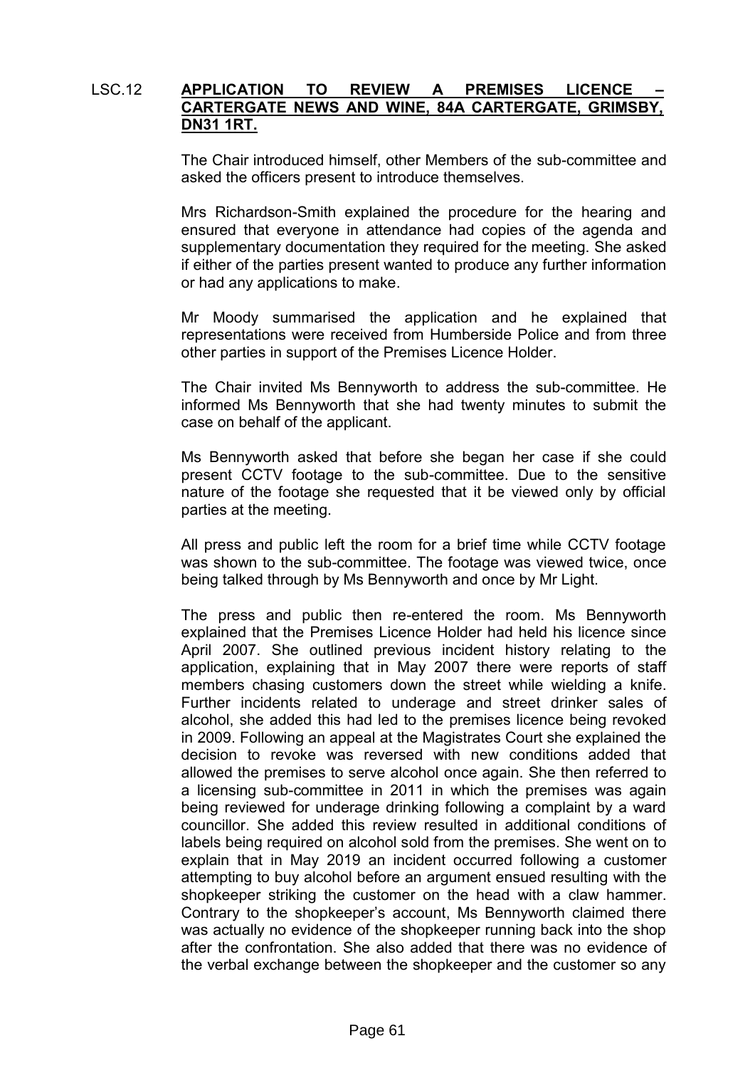LSC.12 **APPLICATION TO REVIEW A PREMISES LICENCE – CARTERGATE NEWS AND WINE, 84A CARTERGATE, GRIMSBY, DN31 1RT.**

The Chair introduced himself, other Members of the sub-committee and asked the officers present to introduce themselves.

Mrs Richardson-Smith explained the procedure for the hearing and ensured that everyone in attendance had copies of the agenda and supplementary documentation they required for the meeting. She asked if either of the parties present wanted to produce any further information or had any applications to make.

Mr Moody summarised the application and he explained that representations were received from Humberside Police and from three other parties in support of the Premises Licence Holder.

The Chair invited Ms Bennyworth to address the sub-committee. He informed Ms Bennyworth that she had twenty minutes to submit the case on behalf of the applicant.

Ms Bennyworth asked that before she began her case if she could present CCTV footage to the sub-committee. Due to the sensitive nature of the footage she requested that it be viewed only by official parties at the meeting.

All press and public left the room for a brief time while CCTV footage was shown to the sub-committee. The footage was viewed twice, once being talked through by Ms Bennyworth and once by Mr Light.

The press and public then re-entered the room. Ms Bennyworth explained that the Premises Licence Holder had held his licence since April 2007. She outlined previous incident history relating to the application, explaining that in May 2007 there were reports of staff members chasing customers down the street while wielding a knife. Further incidents related to underage and street drinker sales of alcohol, she added this had led to the premises licence being revoked in 2009. Following an appeal at the Magistrates Court she explained the decision to revoke was reversed with new conditions added that allowed the premises to serve alcohol once again. She then referred to a licensing sub-committee in 2011 in which the premises was again being reviewed for underage drinking following a complaint by a ward councillor. She added this review resulted in additional conditions of labels being required on alcohol sold from the premises. She went on to explain that in May 2019 an incident occurred following a customer attempting to buy alcohol before an argument ensued resulting with the shopkeeper striking the customer on the head with a claw hammer. Contrary to the shopkeeper's account, Ms Bennyworth claimed there was actually no evidence of the shopkeeper running back into the shop after the confrontation. She also added that there was no evidence of the verbal exchange between the shopkeeper and the customer so any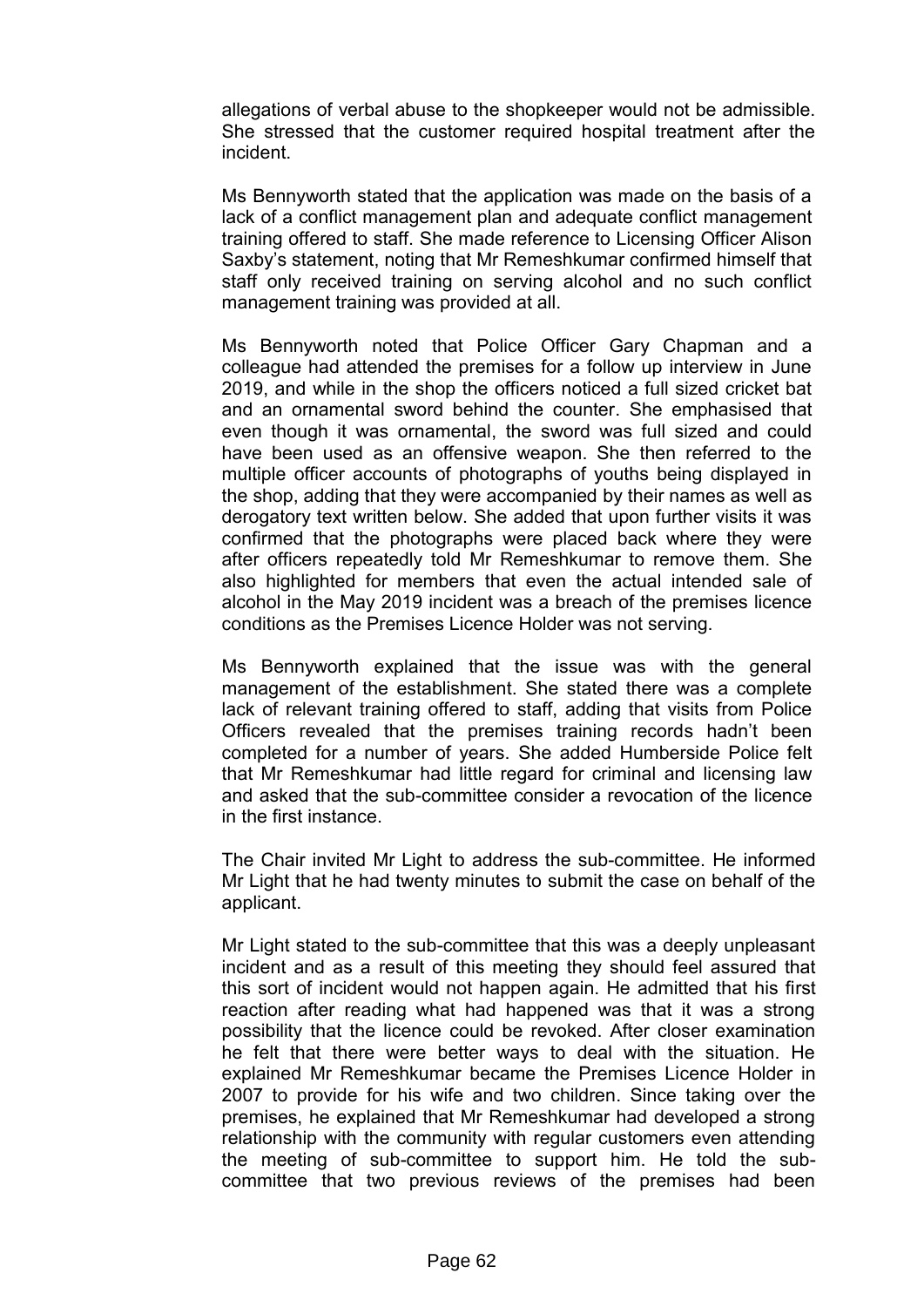allegations of verbal abuse to the shopkeeper would not be admissible. She stressed that the customer required hospital treatment after the incident.

Ms Bennyworth stated that the application was made on the basis of a lack of a conflict management plan and adequate conflict management training offered to staff. She made reference to Licensing Officer Alison Saxby's statement, noting that Mr Remeshkumar confirmed himself that staff only received training on serving alcohol and no such conflict management training was provided at all.

Ms Bennyworth noted that Police Officer Gary Chapman and a colleague had attended the premises for a follow up interview in June 2019, and while in the shop the officers noticed a full sized cricket bat and an ornamental sword behind the counter. She emphasised that even though it was ornamental, the sword was full sized and could have been used as an offensive weapon. She then referred to the multiple officer accounts of photographs of youths being displayed in the shop, adding that they were accompanied by their names as well as derogatory text written below. She added that upon further visits it was confirmed that the photographs were placed back where they were after officers repeatedly told Mr Remeshkumar to remove them. She also highlighted for members that even the actual intended sale of alcohol in the May 2019 incident was a breach of the premises licence conditions as the Premises Licence Holder was not serving.

Ms Bennyworth explained that the issue was with the general management of the establishment. She stated there was a complete lack of relevant training offered to staff, adding that visits from Police Officers revealed that the premises training records hadn't been completed for a number of years. She added Humberside Police felt that Mr Remeshkumar had little regard for criminal and licensing law and asked that the sub-committee consider a revocation of the licence in the first instance.

The Chair invited Mr Light to address the sub-committee. He informed Mr Light that he had twenty minutes to submit the case on behalf of the applicant.

Mr Light stated to the sub-committee that this was a deeply unpleasant incident and as a result of this meeting they should feel assured that this sort of incident would not happen again. He admitted that his first reaction after reading what had happened was that it was a strong possibility that the licence could be revoked. After closer examination he felt that there were better ways to deal with the situation. He explained Mr Remeshkumar became the Premises Licence Holder in 2007 to provide for his wife and two children. Since taking over the premises, he explained that Mr Remeshkumar had developed a strong relationship with the community with regular customers even attending the meeting of sub-committee to support him. He told the sub-committee that two previous reviews of the premises had been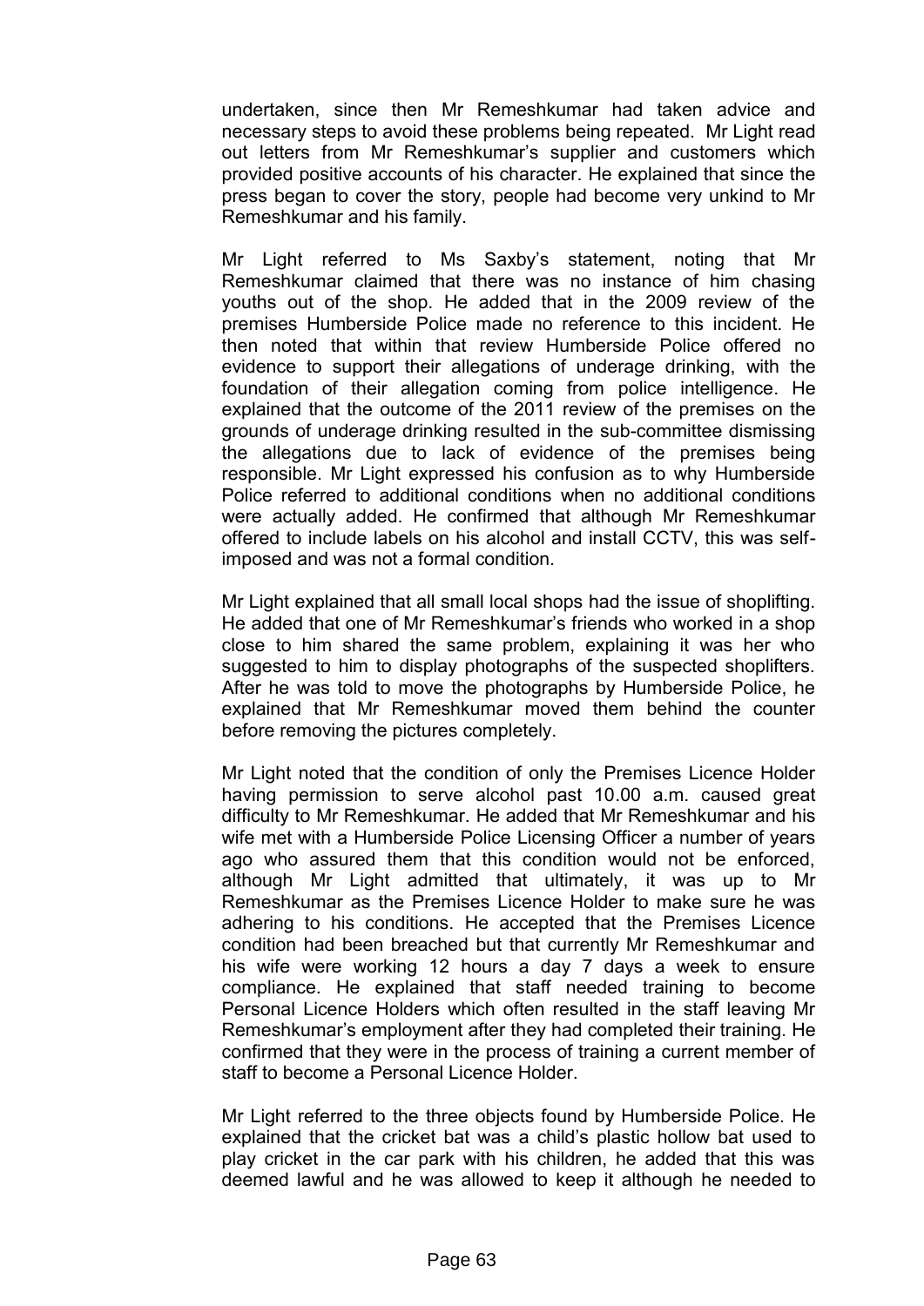undertaken, since then Mr Remeshkumar had taken advice and necessary steps to avoid these problems being repeated. Mr Light read out letters from Mr Remeshkumar's supplier and customers which provided positive accounts of his character. He explained that since the press began to cover the story, people had become very unkind to Mr Remeshkumar and his family.

Mr Light referred to Ms Saxby's statement, noting that Mr Remeshkumar claimed that there was no instance of him chasing youths out of the shop. He added that in the 2009 review of the premises Humberside Police made no reference to this incident. He then noted that within that review Humberside Police offered no evidence to support their allegations of underage drinking, with the foundation of their allegation coming from police intelligence. He explained that the outcome of the 2011 review of the premises on the grounds of underage drinking resulted in the sub-committee dismissing the allegations due to lack of evidence of the premises being responsible. Mr Light expressed his confusion as to why Humberside Police referred to additional conditions when no additional conditions were actually added. He confirmed that although Mr Remeshkumar offered to include labels on his alcohol and install CCTV, this was self-imposed and was not a formal condition.

Mr Light explained that all small local shops had the issue of shoplifting. He added that one of Mr Remeshkumar's friends who worked in a shop close to him shared the same problem, explaining it was her who suggested to him to display photographs of the suspected shoplifters. After he was told to move the photographs by Humberside Police, he explained that Mr Remeshkumar moved them behind the counter before removing the pictures completely.

Mr Light noted that the condition of only the Premises Licence Holder having permission to serve alcohol past 10.00 a.m. caused great difficulty to Mr Remeshkumar. He added that Mr Remeshkumar and his wife met with a Humberside Police Licensing Officer a number of years ago who assured them that this condition would not be enforced, although Mr Light admitted that ultimately, it was up to Mr Remeshkumar as the Premises Licence Holder to make sure he was adhering to his conditions. He accepted that the Premises Licence condition had been breached but that currently Mr Remeshkumar and his wife were working 12 hours a day 7 days a week to ensure compliance. He explained that staff needed training to become Personal Licence Holders which often resulted in the staff leaving Mr Remeshkumar's employment after they had completed their training. He confirmed that they were in the process of training a current member of staff to become a Personal Licence Holder.

Mr Light referred to the three objects found by Humberside Police. He explained that the cricket bat was a child's plastic hollow bat used to play cricket in the car park with his children, he added that this was deemed lawful and he was allowed to keep it although he needed to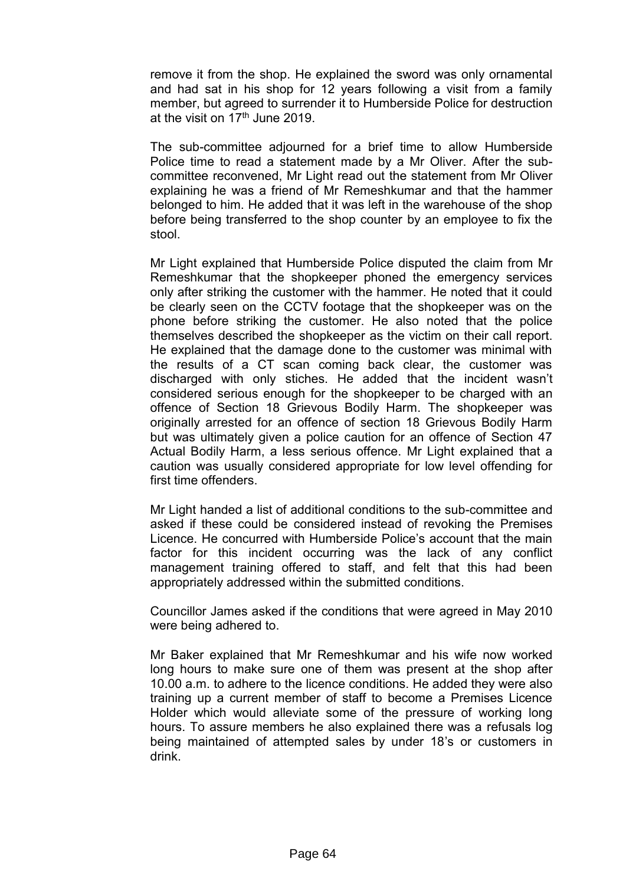remove it from the shop. He explained the sword was only ornamental and had sat in his shop for 12 years following a visit from a family member, but agreed to surrender it to Humberside Police for destruction at the visit on 17th June 2019.

The sub-committee adjourned for a brief time to allow Humberside Police time to read a statement made by a Mr Oliver. After the sub-committee reconvened, Mr Light read out the statement from Mr Oliver explaining he was a friend of Mr Remeshkumar and that the hammer belonged to him. He added that it was left in the warehouse of the shop before being transferred to the shop counter by an employee to fix the stool.

Mr Light explained that Humberside Police disputed the claim from Mr Remeshkumar that the shopkeeper phoned the emergency services only after striking the customer with the hammer. He noted that it could be clearly seen on the CCTV footage that the shopkeeper was on the phone before striking the customer. He also noted that the police themselves described the shopkeeper as the victim on their call report. He explained that the damage done to the customer was minimal with the results of a CT scan coming back clear, the customer was discharged with only stiches. He added that the incident wasn't considered serious enough for the shopkeeper to be charged with an offence of Section 18 Grievous Bodily Harm. The shopkeeper was originally arrested for an offence of section 18 Grievous Bodily Harm but was ultimately given a police caution for an offence of Section 47 Actual Bodily Harm, a less serious offence. Mr Light explained that a caution was usually considered appropriate for low level offending for first time offenders.

Mr Light handed a list of additional conditions to the sub-committee and asked if these could be considered instead of revoking the Premises Licence. He concurred with Humberside Police's account that the main factor for this incident occurring was the lack of any conflict management training offered to staff, and felt that this had been appropriately addressed within the submitted conditions.

Councillor James asked if the conditions that were agreed in May 2010 were being adhered to.

Mr Baker explained that Mr Remeshkumar and his wife now worked long hours to make sure one of them was present at the shop after 10.00 a.m. to adhere to the licence conditions. He added they were also training up a current member of staff to become a Premises Licence Holder which would alleviate some of the pressure of working long hours. To assure members he also explained there was a refusals log being maintained of attempted sales by under 18's or customers in drink.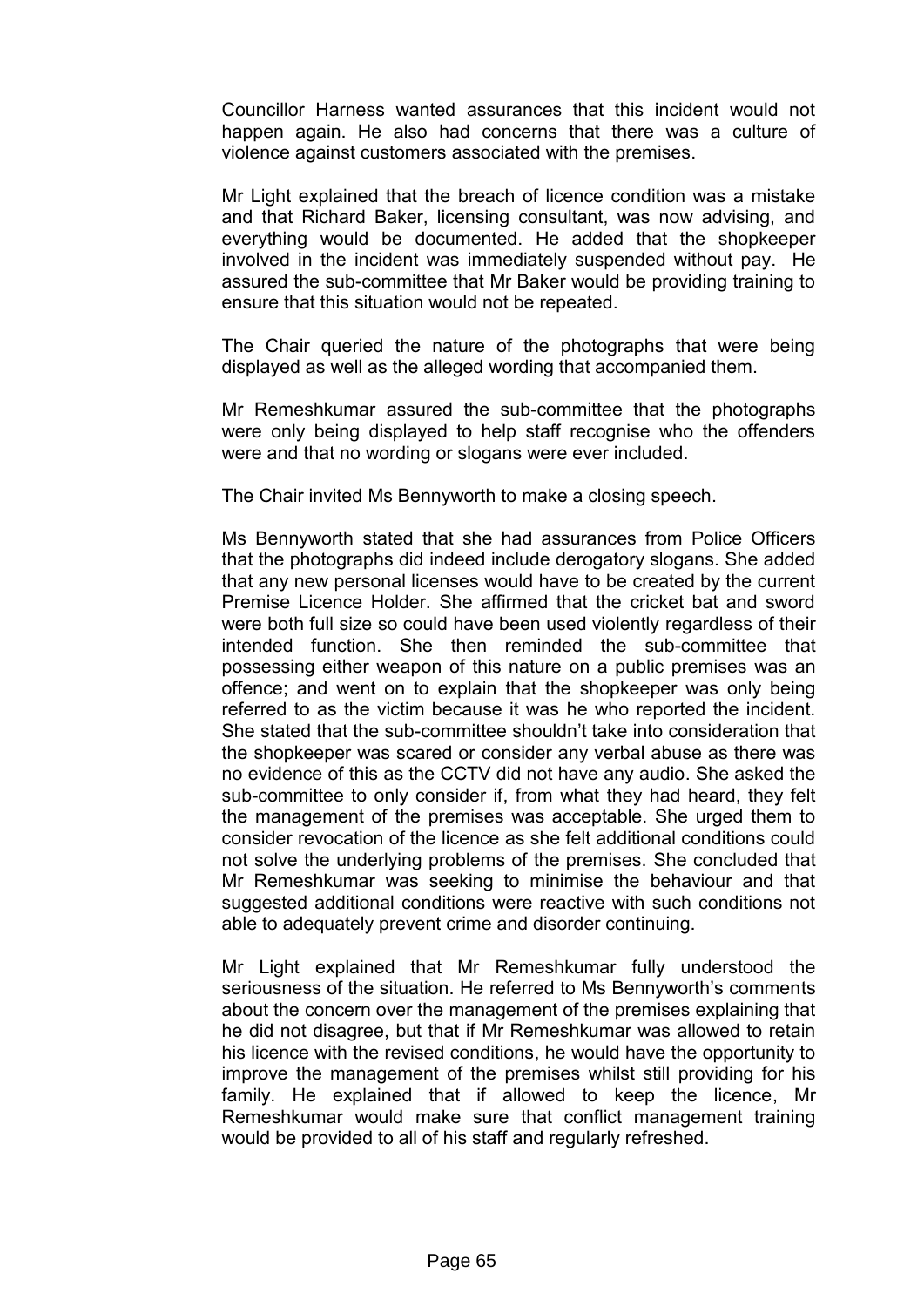Councillor Harness wanted assurances that this incident would not happen again. He also had concerns that there was a culture of violence against customers associated with the premises.

Mr Light explained that the breach of licence condition was a mistake and that Richard Baker, licensing consultant, was now advising, and everything would be documented. He added that the shopkeeper involved in the incident was immediately suspended without pay. He assured the sub-committee that Mr Baker would be providing training to ensure that this situation would not be repeated.

The Chair queried the nature of the photographs that were being displayed as well as the alleged wording that accompanied them.

Mr Remeshkumar assured the sub-committee that the photographs were only being displayed to help staff recognise who the offenders were and that no wording or slogans were ever included.

The Chair invited Ms Bennyworth to make a closing speech.

Ms Bennyworth stated that she had assurances from Police Officers that the photographs did indeed include derogatory slogans. She added that any new personal licenses would have to be created by the current Premise Licence Holder. She affirmed that the cricket bat and sword were both full size so could have been used violently regardless of their intended function. She then reminded the sub-committee that possessing either weapon of this nature on a public premises was an offence; and went on to explain that the shopkeeper was only being referred to as the victim because it was he who reported the incident. She stated that the sub-committee shouldn't take into consideration that the shopkeeper was scared or consider any verbal abuse as there was no evidence of this as the CCTV did not have any audio. She asked the sub-committee to only consider if, from what they had heard, they felt the management of the premises was acceptable. She urged them to consider revocation of the licence as she felt additional conditions could not solve the underlying problems of the premises. She concluded that Mr Remeshkumar was seeking to minimise the behaviour and that suggested additional conditions were reactive with such conditions not able to adequately prevent crime and disorder continuing.

Mr Light explained that Mr Remeshkumar fully understood the seriousness of the situation. He referred to Ms Bennyworth's comments about the concern over the management of the premises explaining that he did not disagree, but that if Mr Remeshkumar was allowed to retain his licence with the revised conditions, he would have the opportunity to improve the management of the premises whilst still providing for his family. He explained that if allowed to keep the licence, Mr Remeshkumar would make sure that conflict management training would be provided to all of his staff and regularly refreshed.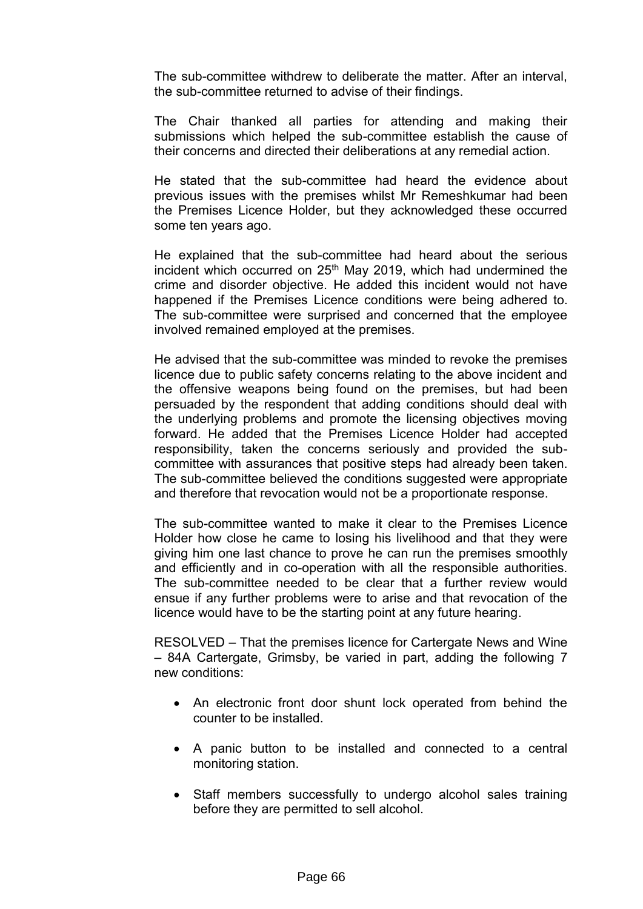The sub-committee withdrew to deliberate the matter. After an interval, the sub-committee returned to advise of their findings.

The Chair thanked all parties for attending and making their submissions which helped the sub-committee establish the cause of their concerns and directed their deliberations at any remedial action.

He stated that the sub-committee had heard the evidence about previous issues with the premises whilst Mr Remeshkumar had been the Premises Licence Holder, but they acknowledged these occurred some ten years ago.

He explained that the sub-committee had heard about the serious incident which occurred on 25th May 2019, which had undermined the crime and disorder objective. He added this incident would not have happened if the Premises Licence conditions were being adhered to. The sub-committee were surprised and concerned that the employee involved remained employed at the premises.

He advised that the sub-committee was minded to revoke the premises licence due to public safety concerns relating to the above incident and the offensive weapons being found on the premises, but had been persuaded by the respondent that adding conditions should deal with the underlying problems and promote the licensing objectives moving forward. He added that the Premises Licence Holder had accepted responsibility, taken the concerns seriously and provided the sub-committee with assurances that positive steps had already been taken. The sub-committee believed the conditions suggested were appropriate and therefore that revocation would not be a proportionate response.

The sub-committee wanted to make it clear to the Premises Licence Holder how close he came to losing his livelihood and that they were giving him one last chance to prove he can run the premises smoothly and efficiently and in co-operation with all the responsible authorities. The sub-committee needed to be clear that a further review would ensue if any further problems were to arise and that revocation of the licence would have to be the starting point at any future hearing.

RESOLVED – That the premises licence for Cartergate News and Wine – 84A Cartergate, Grimsby, be varied in part, adding the following 7 new conditions:

- An electronic front door shunt lock operated from behind the counter to be installed.
- A panic button to be installed and connected to a central monitoring station.
- Staff members successfully to undergo alcohol sales training before they are permitted to sell alcohol.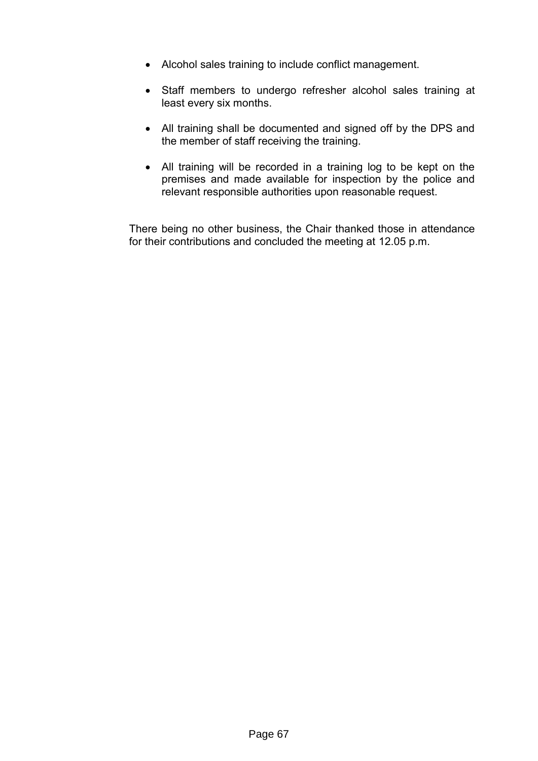- Alcohol sales training to include conflict management.
- Staff members to undergo refresher alcohol sales training at least every six months.
- All training shall be documented and signed off by the DPS and the member of staff receiving the training.
- All training will be recorded in a training log to be kept on the premises and made available for inspection by the police and relevant responsible authorities upon reasonable request.

There being no other business, the Chair thanked those in attendance for their contributions and concluded the meeting at 12.05 p.m.